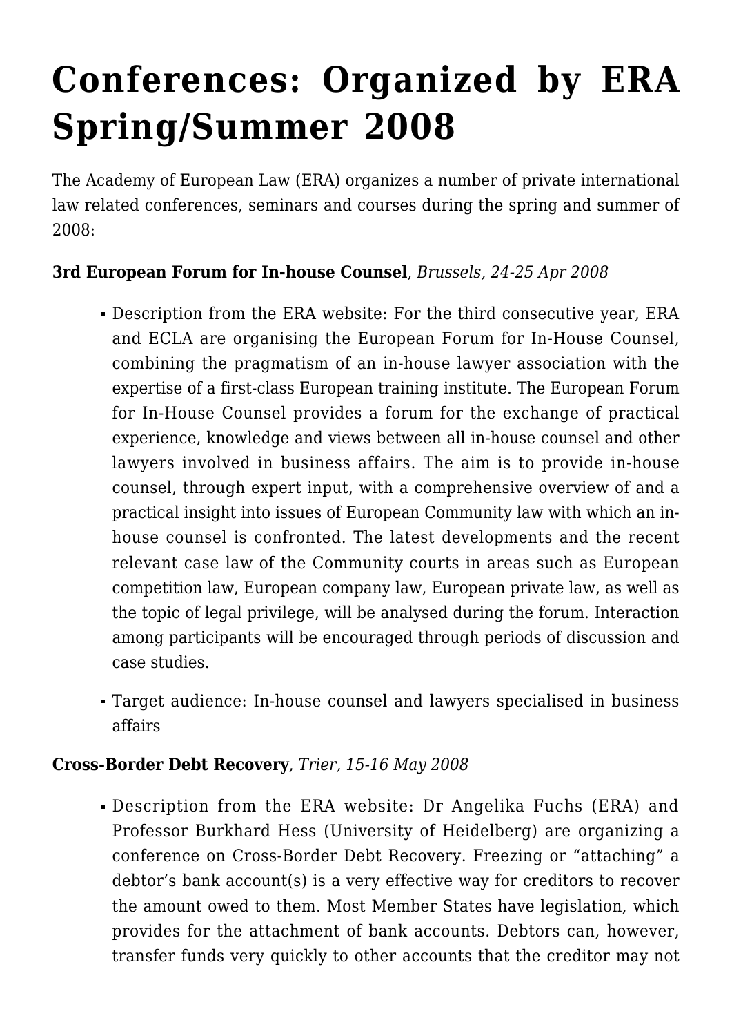# Conferences: Organized by ERA Spring/Summer 2008

The Academy of European Law (ERA) organizes a number of private international law related conferences, seminars and courses during the spring and summer of 2008:

**3rd European Forum for In-house Counsel**, *Brussels, 24-25 Apr 2008*

- Description from the ERA website: For the third consecutive year, ERA and ECLA are organising the European Forum for In-House Counsel, combining the pragmatism of an in-house lawyer association with the expertise of a first-class European training institute. The European Forum for In-House Counsel provides a forum for the exchange of practical experience, knowledge and views between all in-house counsel and other lawyers involved in business affairs. The aim is to provide in-house counsel, through expert input, with a comprehensive overview of and a practical insight into issues of European Community law with which an in-house counsel is confronted. The latest developments and the recent relevant case law of the Community courts in areas such as European competition law, European company law, European private law, as well as the topic of legal privilege, will be analysed during the forum. Interaction among participants will be encouraged through periods of discussion and case studies.
- Target audience: In-house counsel and lawyers specialised in business affairs

**Cross-Border Debt Recovery**, *Trier, 15-16 May 2008*

- Description from the ERA website: Dr Angelika Fuchs (ERA) and Professor Burkhard Hess (University of Heidelberg) are organizing a conference on Cross-Border Debt Recovery. Freezing or "attaching" a debtor's bank account(s) is a very effective way for creditors to recover the amount owed to them. Most Member States have legislation, which provides for the attachment of bank accounts. Debtors can, however, transfer funds very quickly to other accounts that the creditor may not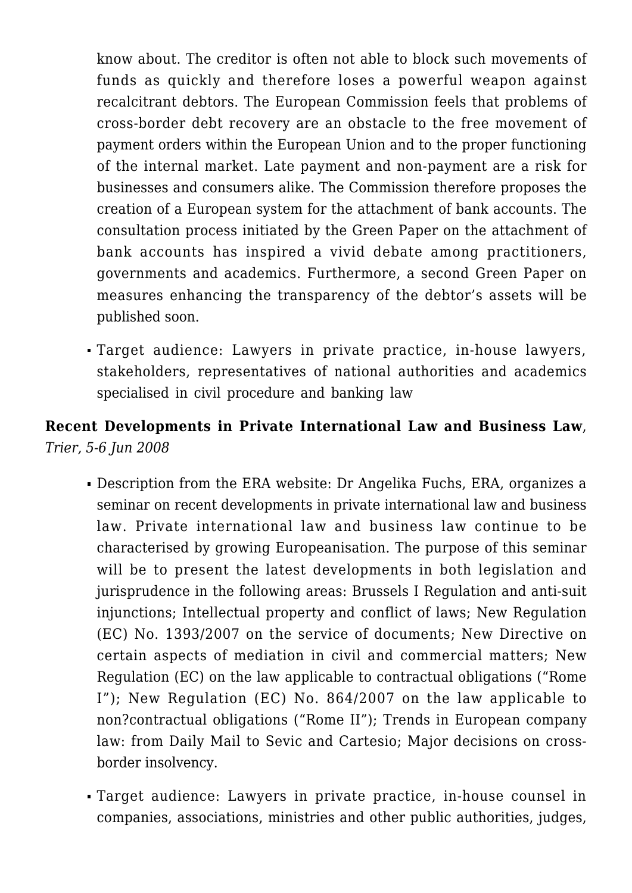know about. The creditor is often not able to block such movements of funds as quickly and therefore loses a powerful weapon against recalcitrant debtors. The European Commission feels that problems of cross-border debt recovery are an obstacle to the free movement of payment orders within the European Union and to the proper functioning of the internal market. Late payment and non-payment are a risk for businesses and consumers alike. The Commission therefore proposes the creation of a European system for the attachment of bank accounts. The consultation process initiated by the Green Paper on the attachment of bank accounts has inspired a vivid debate among practitioners, governments and academics. Furthermore, a second Green Paper on measures enhancing the transparency of the debtor's assets will be published soon.

- Target audience: Lawyers in private practice, in-house lawyers, stakeholders, representatives of national authorities and academics specialised in civil procedure and banking law

**Recent Developments in Private International Law and Business Law**, *Trier, 5-6 Jun 2008*

- Description from the ERA website: Dr Angelika Fuchs, ERA, organizes a seminar on recent developments in private international law and business law. Private international law and business law continue to be characterised by growing Europeanisation. The purpose of this seminar will be to present the latest developments in both legislation and jurisprudence in the following areas: Brussels I Regulation and anti-suit injunctions; Intellectual property and conflict of laws; New Regulation (EC) No. 1393/2007 on the service of documents; New Directive on certain aspects of mediation in civil and commercial matters; New Regulation (EC) on the law applicable to contractual obligations ("Rome I"); New Regulation (EC) No. 864/2007 on the law applicable to non?contractual obligations ("Rome II"); Trends in European company law: from Daily Mail to Sevic and Cartesio; Major decisions on cross-border insolvency.
- Target audience: Lawyers in private practice, in-house counsel in companies, associations, ministries and other public authorities, judges,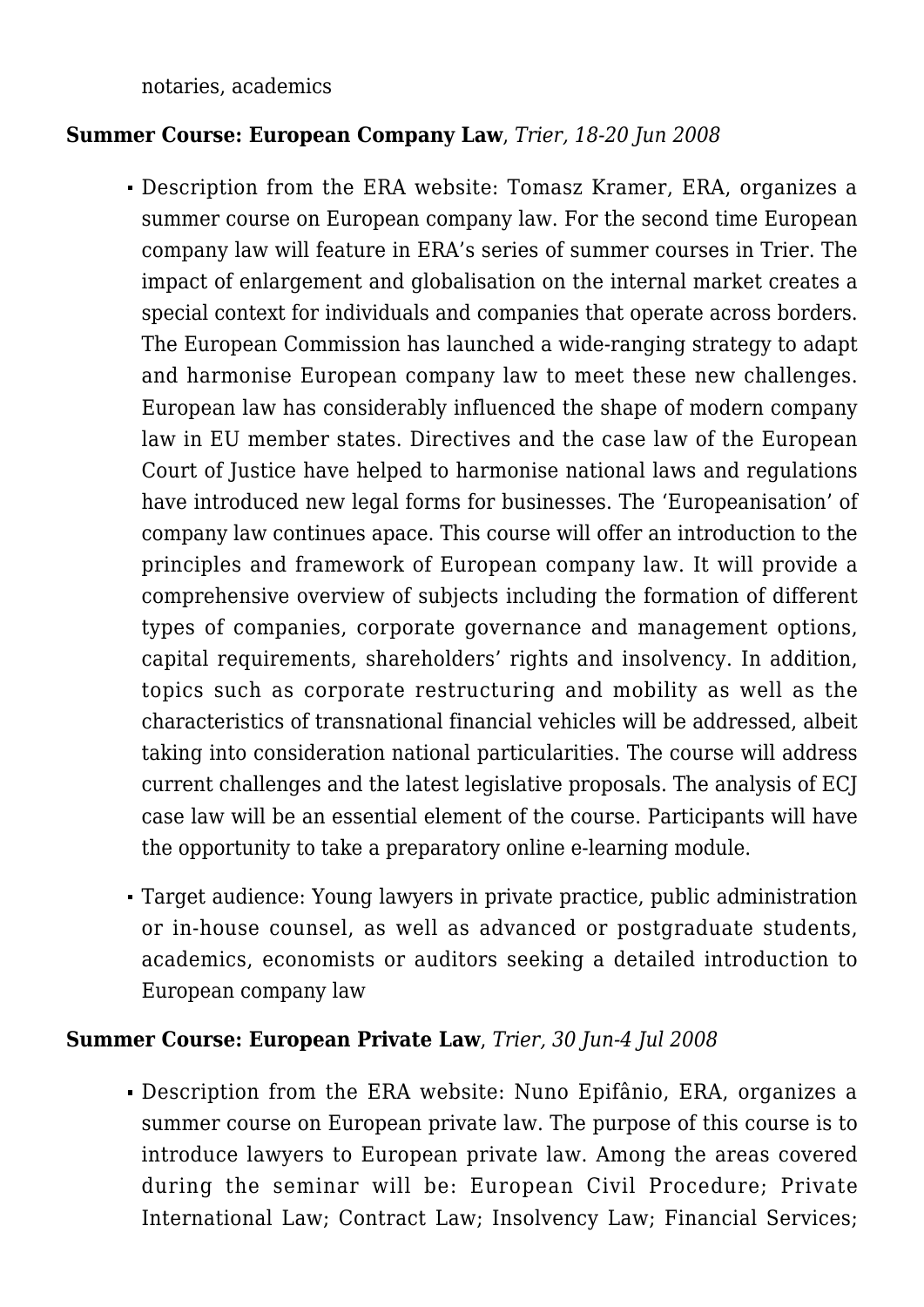notaries, academics

**Summer Course: European Company Law**, *Trier, 18-20 Jun 2008*

- Description from the ERA website: Tomasz Kramer, ERA, organizes a summer course on European company law. For the second time European company law will feature in ERA's series of summer courses in Trier. The impact of enlargement and globalisation on the internal market creates a special context for individuals and companies that operate across borders. The European Commission has launched a wide-ranging strategy to adapt and harmonise European company law to meet these new challenges. European law has considerably influenced the shape of modern company law in EU member states. Directives and the case law of the European Court of Justice have helped to harmonise national laws and regulations have introduced new legal forms for businesses. The 'Europeanisation' of company law continues apace. This course will offer an introduction to the principles and framework of European company law. It will provide a comprehensive overview of subjects including the formation of different types of companies, corporate governance and management options, capital requirements, shareholders' rights and insolvency. In addition, topics such as corporate restructuring and mobility as well as the characteristics of transnational financial vehicles will be addressed, albeit taking into consideration national particularities. The course will address current challenges and the latest legislative proposals. The analysis of ECJ case law will be an essential element of the course. Participants will have the opportunity to take a preparatory online e-learning module.
- Target audience: Young lawyers in private practice, public administration or in-house counsel, as well as advanced or postgraduate students, academics, economists or auditors seeking a detailed introduction to European company law

**Summer Course: European Private Law**, *Trier, 30 Jun-4 Jul 2008*

- Description from the ERA website: Nuno Epifânio, ERA, organizes a summer course on European private law. The purpose of this course is to introduce lawyers to European private law. Among the areas covered during the seminar will be: European Civil Procedure; Private International Law; Contract Law; Insolvency Law; Financial Services;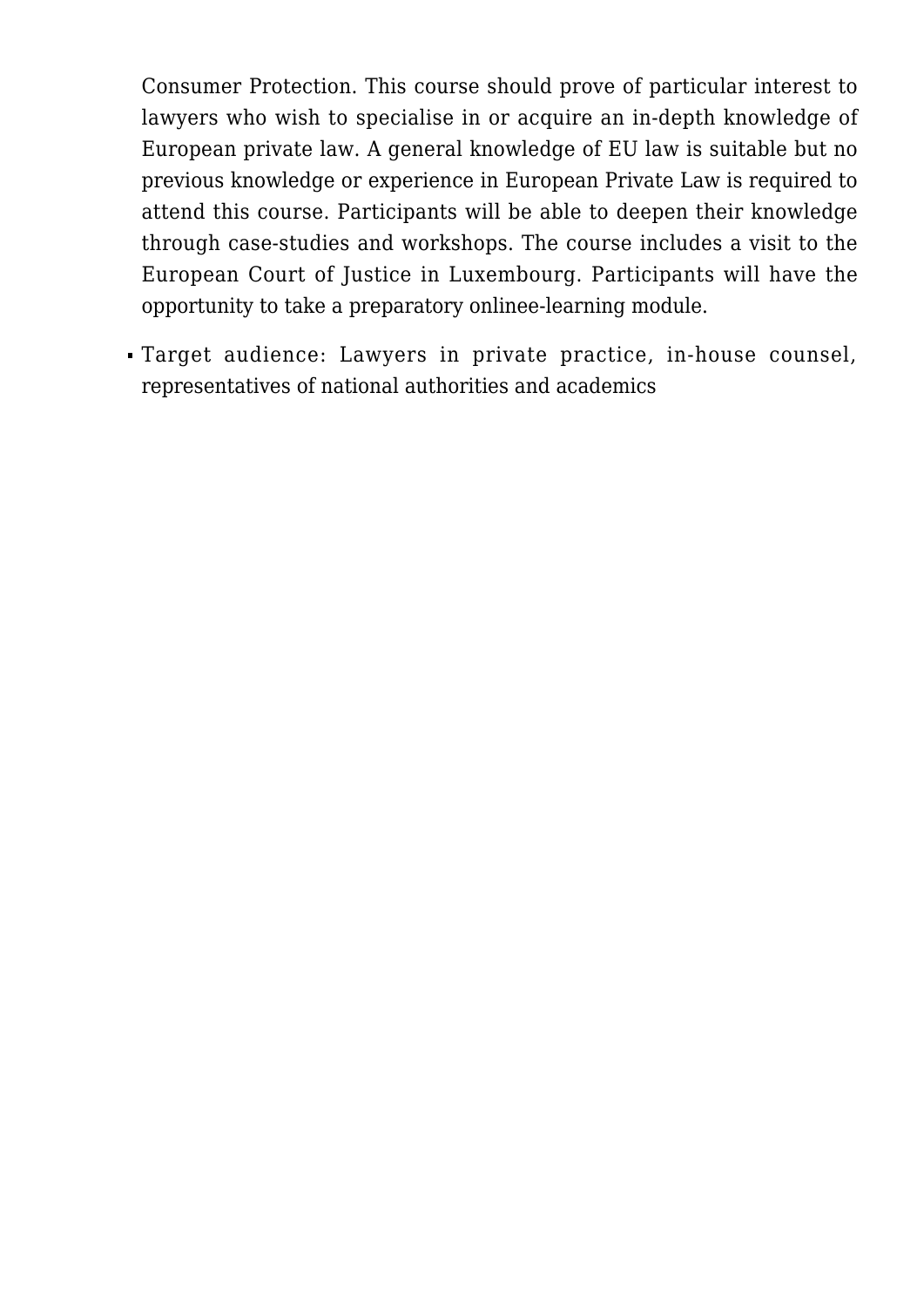Consumer Protection. This course should prove of particular interest to lawyers who wish to specialise in or acquire an in-depth knowledge of European private law. A general knowledge of EU law is suitable but no previous knowledge or experience in European Private Law is required to attend this course. Participants will be able to deepen their knowledge through case-studies and workshops. The course includes a visit to the European Court of Justice in Luxembourg. Participants will have the opportunity to take a preparatory onlinee-learning module.

- Target audience: Lawyers in private practice, in-house counsel, representatives of national authorities and academics